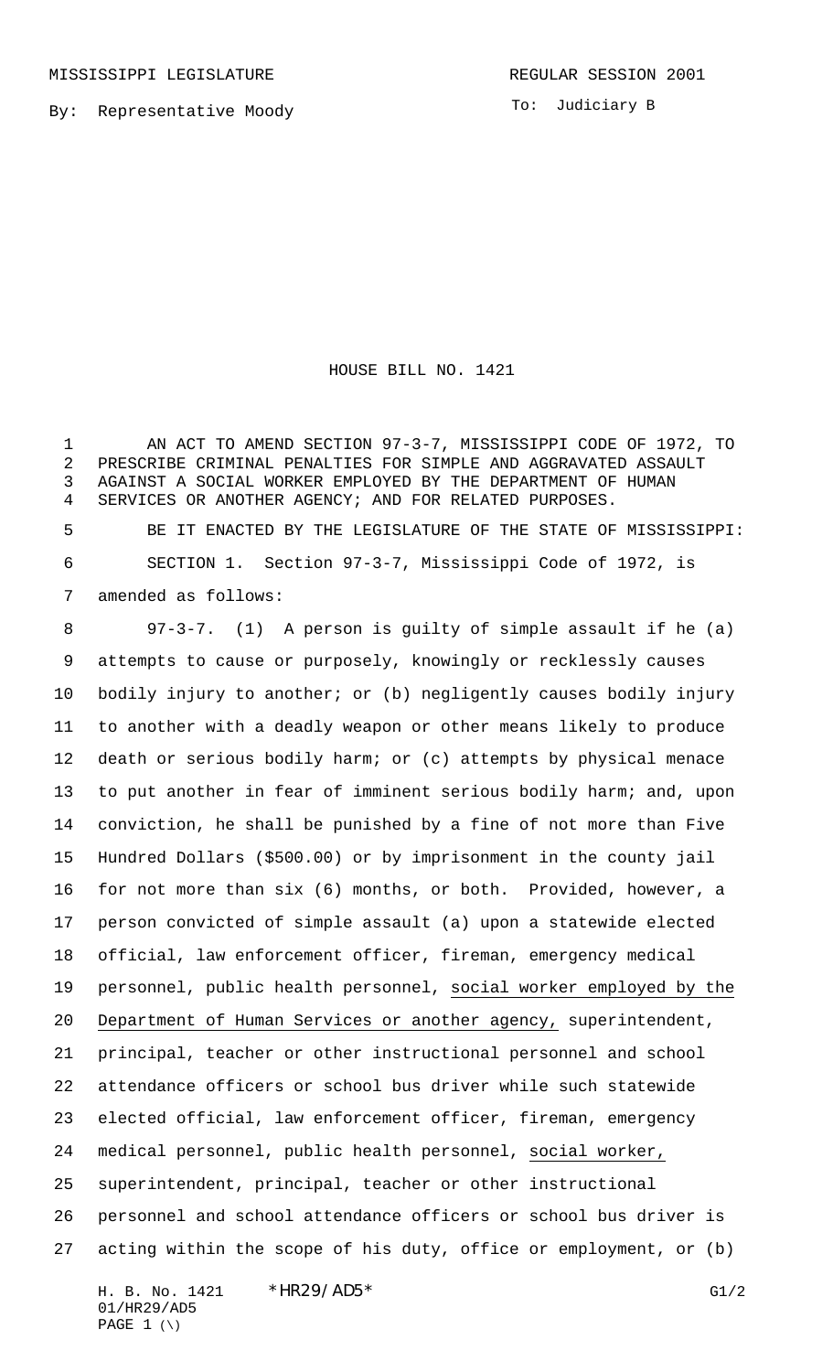MISSISSIPPI LEGISLATURE REGULAR SESSION 2001

By: Representative Moody

To: Judiciary B

# HOUSE BILL NO. 1421

AN ACT TO AMEND SECTION 97-3-7, MISSISSIPPI CODE OF 1972, TO PRESCRIBE CRIMINAL PENALTIES FOR SIMPLE AND AGGRAVATED ASSAULT AGAINST A SOCIAL WORKER EMPLOYED BY THE DEPARTMENT OF HUMAN SERVICES OR ANOTHER AGENCY; AND FOR RELATED PURPOSES.

BE IT ENACTED BY THE LEGISLATURE OF THE STATE OF MISSISSIPPI:

SECTION 1. Section 97-3-7, Mississippi Code of 1972, is amended as follows:

97-3-7. (1) A person is guilty of simple assault if he (a) attempts to cause or purposely, knowingly or recklessly causes bodily injury to another; or (b) negligently causes bodily injury to another with a deadly weapon or other means likely to produce death or serious bodily harm; or (c) attempts by physical menace to put another in fear of imminent serious bodily harm; and, upon conviction, he shall be punished by a fine of not more than Five Hundred Dollars ($500.00) or by imprisonment in the county jail for not more than six (6) months, or both. Provided, however, a person convicted of simple assault (a) upon a statewide elected official, law enforcement officer, fireman, emergency medical personnel, public health personnel, <u>social worker employed by the Department of Human Services or another agency,</u> superintendent, principal, teacher or other instructional personnel and school attendance officers or school bus driver while such statewide elected official, law enforcement officer, fireman, emergency medical personnel, public health personnel, <u>social worker,</u> superintendent, principal, teacher or other instructional personnel and school attendance officers or school bus driver is acting within the scope of his duty, office or employment, or (b)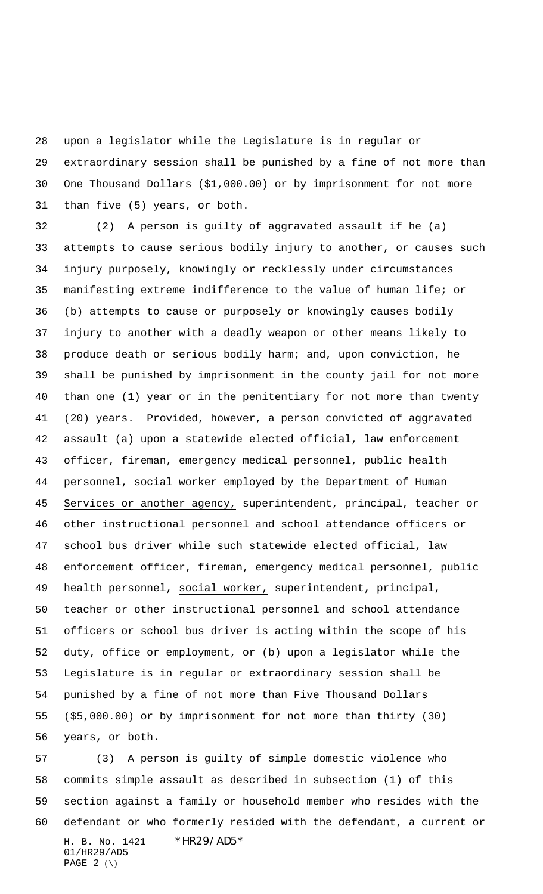upon a legislator while the Legislature is in regular or extraordinary session shall be punished by a fine of not more than One Thousand Dollars ($1,000.00) or by imprisonment for not more than five (5) years, or both.

(2) A person is guilty of aggravated assault if he (a) attempts to cause serious bodily injury to another, or causes such injury purposely, knowingly or recklessly under circumstances manifesting extreme indifference to the value of human life; or (b) attempts to cause or purposely or knowingly causes bodily injury to another with a deadly weapon or other means likely to produce death or serious bodily harm; and, upon conviction, he shall be punished by imprisonment in the county jail for not more than one (1) year or in the penitentiary for not more than twenty (20) years. Provided, however, a person convicted of aggravated assault (a) upon a statewide elected official, law enforcement officer, fireman, emergency medical personnel, public health personnel, <u>social worker employed by the Department of Human Services or another agency,</u> superintendent, principal, teacher or other instructional personnel and school attendance officers or school bus driver while such statewide elected official, law enforcement officer, fireman, emergency medical personnel, public health personnel, <u>social worker,</u> superintendent, principal, teacher or other instructional personnel and school attendance officers or school bus driver is acting within the scope of his duty, office or employment, or (b) upon a legislator while the Legislature is in regular or extraordinary session shall be punished by a fine of not more than Five Thousand Dollars ($5,000.00) or by imprisonment for not more than thirty (30) years, or both.

(3) A person is guilty of simple domestic violence who commits simple assault as described in subsection (1) of this section against a family or household member who resides with the defendant or who formerly resided with the defendant, a current or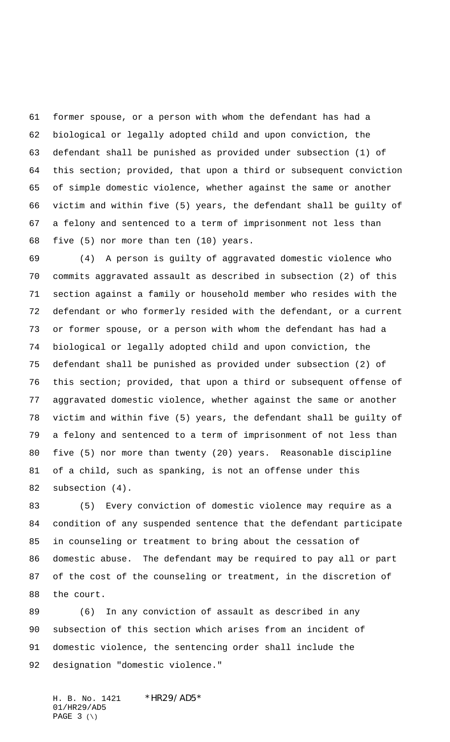former spouse, or a person with whom the defendant has had a biological or legally adopted child and upon conviction, the defendant shall be punished as provided under subsection (1) of this section; provided, that upon a third or subsequent conviction of simple domestic violence, whether against the same or another victim and within five (5) years, the defendant shall be guilty of a felony and sentenced to a term of imprisonment not less than five (5) nor more than ten (10) years.

(4) A person is guilty of aggravated domestic violence who commits aggravated assault as described in subsection (2) of this section against a family or household member who resides with the defendant or who formerly resided with the defendant, or a current or former spouse, or a person with whom the defendant has had a biological or legally adopted child and upon conviction, the defendant shall be punished as provided under subsection (2) of this section; provided, that upon a third or subsequent offense of aggravated domestic violence, whether against the same or another victim and within five (5) years, the defendant shall be guilty of a felony and sentenced to a term of imprisonment of not less than five (5) nor more than twenty (20) years. Reasonable discipline of a child, such as spanking, is not an offense under this subsection (4).

(5) Every conviction of domestic violence may require as a condition of any suspended sentence that the defendant participate in counseling or treatment to bring about the cessation of domestic abuse. The defendant may be required to pay all or part of the cost of the counseling or treatment, in the discretion of the court.

(6) In any conviction of assault as described in any subsection of this section which arises from an incident of domestic violence, the sentencing order shall include the designation "domestic violence."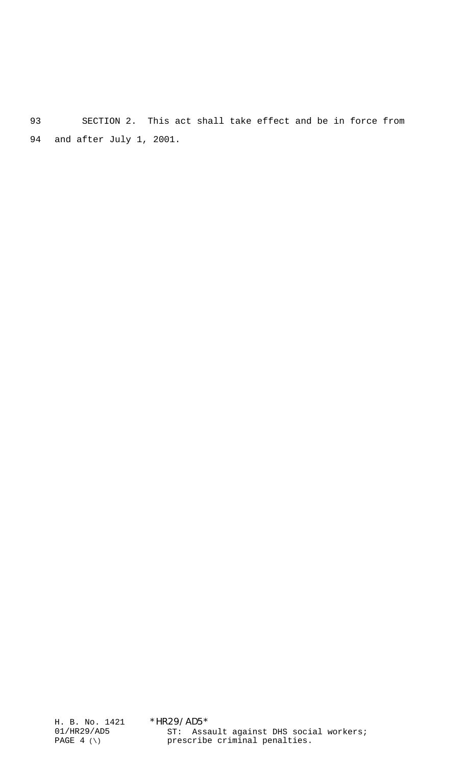SECTION 2. This act shall take effect and be in force from and after July 1, 2001.